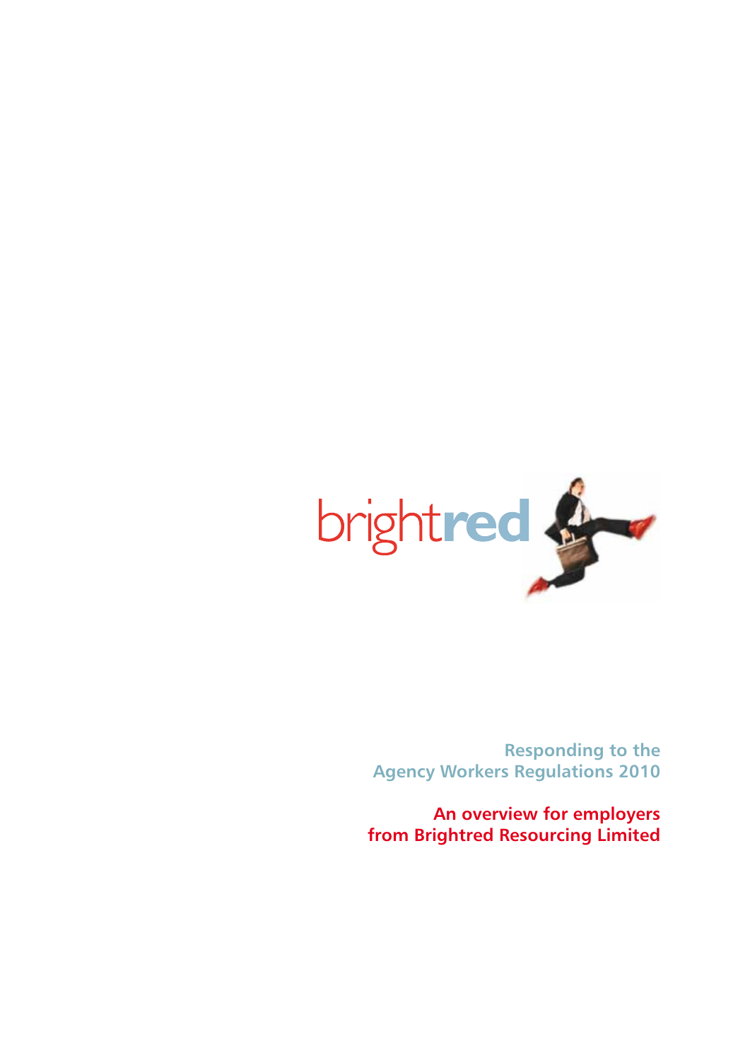brightred

# Responding to the Agency Workers Regulations 2010

## An overview for employers from Brightred Resourcing Limited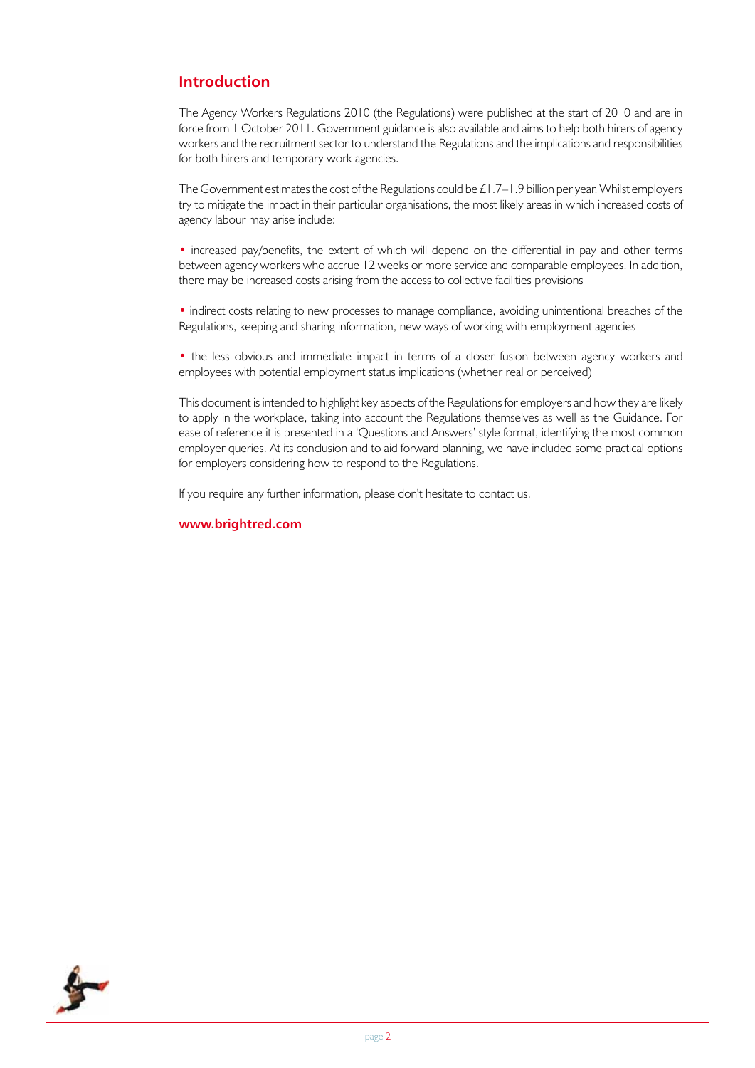## Introduction

The Agency Workers Regulations 2010 (the Regulations) were published at the start of 2010 and are in force from 1 October 2011. Government guidance is also available and aims to help both hirers of agency workers and the recruitment sector to understand the Regulations and the implications and responsibilities for both hirers and temporary work agencies.

The Government estimates the cost of the Regulations could be £1.7–1.9 billion per year. Whilst employers try to mitigate the impact in their particular organisations, the most likely areas in which increased costs of agency labour may arise include:

- increased pay/benefits, the extent of which will depend on the differential in pay and other terms between agency workers who accrue 12 weeks or more service and comparable employees. In addition, there may be increased costs arising from the access to collective facilities provisions

- indirect costs relating to new processes to manage compliance, avoiding unintentional breaches of the Regulations, keeping and sharing information, new ways of working with employment agencies

- the less obvious and immediate impact in terms of a closer fusion between agency workers and employees with potential employment status implications (whether real or perceived)

This document is intended to highlight key aspects of the Regulations for employers and how they are likely to apply in the workplace, taking into account the Regulations themselves as well as the Guidance. For ease of reference it is presented in a 'Questions and Answers' style format, identifying the most common employer queries. At its conclusion and to aid forward planning, we have included some practical options for employers considering how to respond to the Regulations.

If you require any further information, please don't hesitate to contact us.

**www.brightred.com**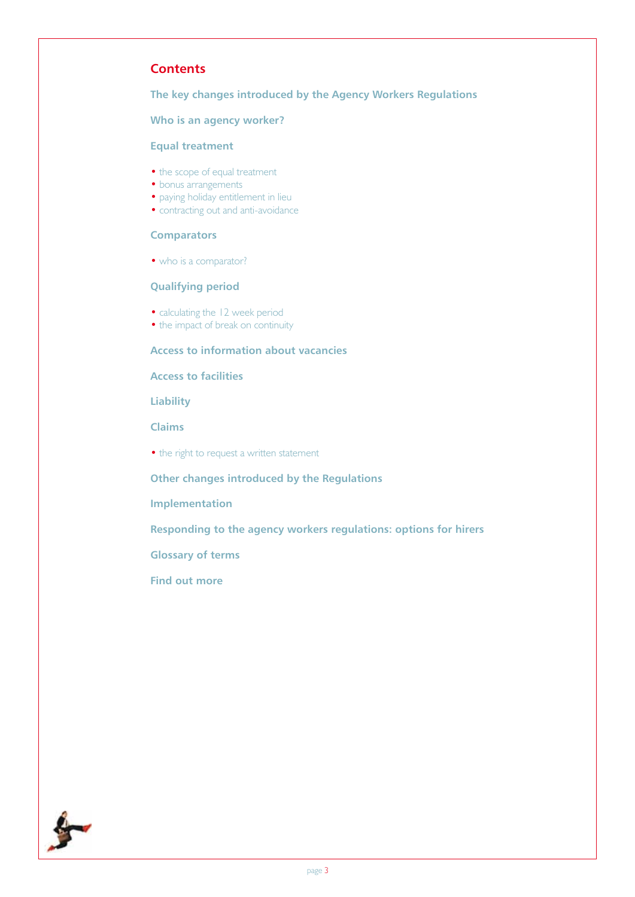# Contents

**The key changes introduced by the Agency Workers Regulations**

**Who is an agency worker?**

**Equal treatment**

- the scope of equal treatment
- bonus arrangements
- paying holiday entitlement in lieu
- contracting out and anti-avoidance

**Comparators**

- who is a comparator?

**Qualifying period**

- calculating the 12 week period
- the impact of break on continuity

**Access to information about vacancies**

**Access to facilities**

**Liability**

**Claims**

- the right to request a written statement

**Other changes introduced by the Regulations**

**Implementation**

**Responding to the agency workers regulations: options for hirers**

**Glossary of terms**

**Find out more**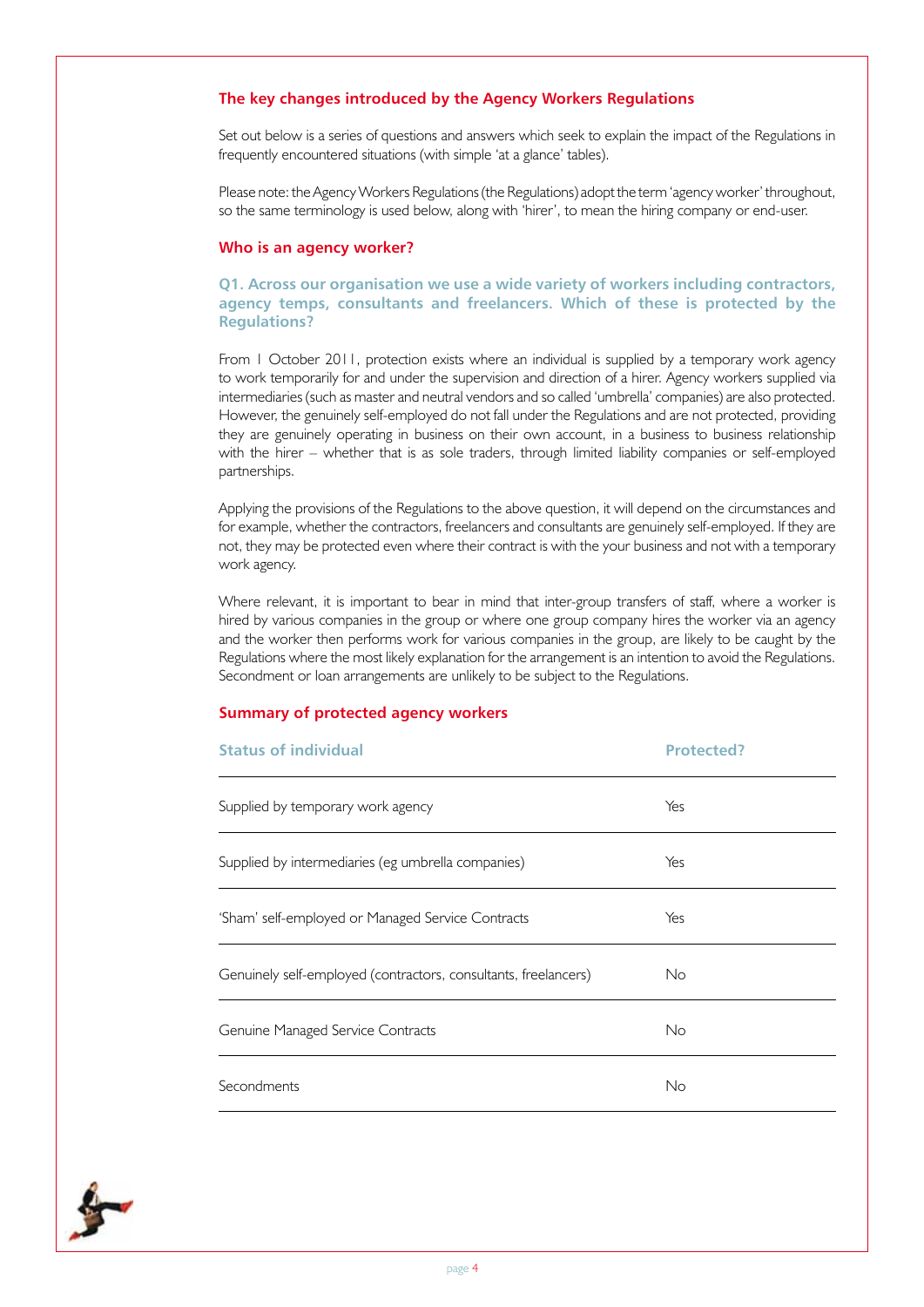## The key changes introduced by the Agency Workers Regulations

Set out below is a series of questions and answers which seek to explain the impact of the Regulations in frequently encountered situations (with simple 'at a glance' tables).

Please note: the Agency Workers Regulations (the Regulations) adopt the term 'agency worker' throughout, so the same terminology is used below, along with 'hirer', to mean the hiring company or end-user.

### Who is an agency worker?

#### Q1. Across our organisation we use a wide variety of workers including contractors, agency temps, consultants and freelancers. Which of these is protected by the Regulations?

From 1 October 2011, protection exists where an individual is supplied by a temporary work agency to work temporarily for and under the supervision and direction of a hirer. Agency workers supplied via intermediaries (such as master and neutral vendors and so called 'umbrella' companies) are also protected. However, the genuinely self-employed do not fall under the Regulations and are not protected, providing they are genuinely operating in business on their own account, in a business to business relationship with the hirer – whether that is as sole traders, through limited liability companies or self-employed partnerships.

Applying the provisions of the Regulations to the above question, it will depend on the circumstances and for example, whether the contractors, freelancers and consultants are genuinely self-employed. If they are not, they may be protected even where their contract is with the your business and not with a temporary work agency.

Where relevant, it is important to bear in mind that inter-group transfers of staff, where a worker is hired by various companies in the group or where one group company hires the worker via an agency and the worker then performs work for various companies in the group, are likely to be caught by the Regulations where the most likely explanation for the arrangement is an intention to avoid the Regulations. Secondment or loan arrangements are unlikely to be subject to the Regulations.

### Summary of protected agency workers

| Status of individual | Protected? |
| --- | --- |
| Supplied by temporary work agency | Yes |
| Supplied by intermediaries (eg umbrella companies) | Yes |
| 'Sham' self-employed or Managed Service Contracts | Yes |
| Genuinely self-employed (contractors, consultants, freelancers) | No |
| Genuine Managed Service Contracts | No |
| Secondments | No |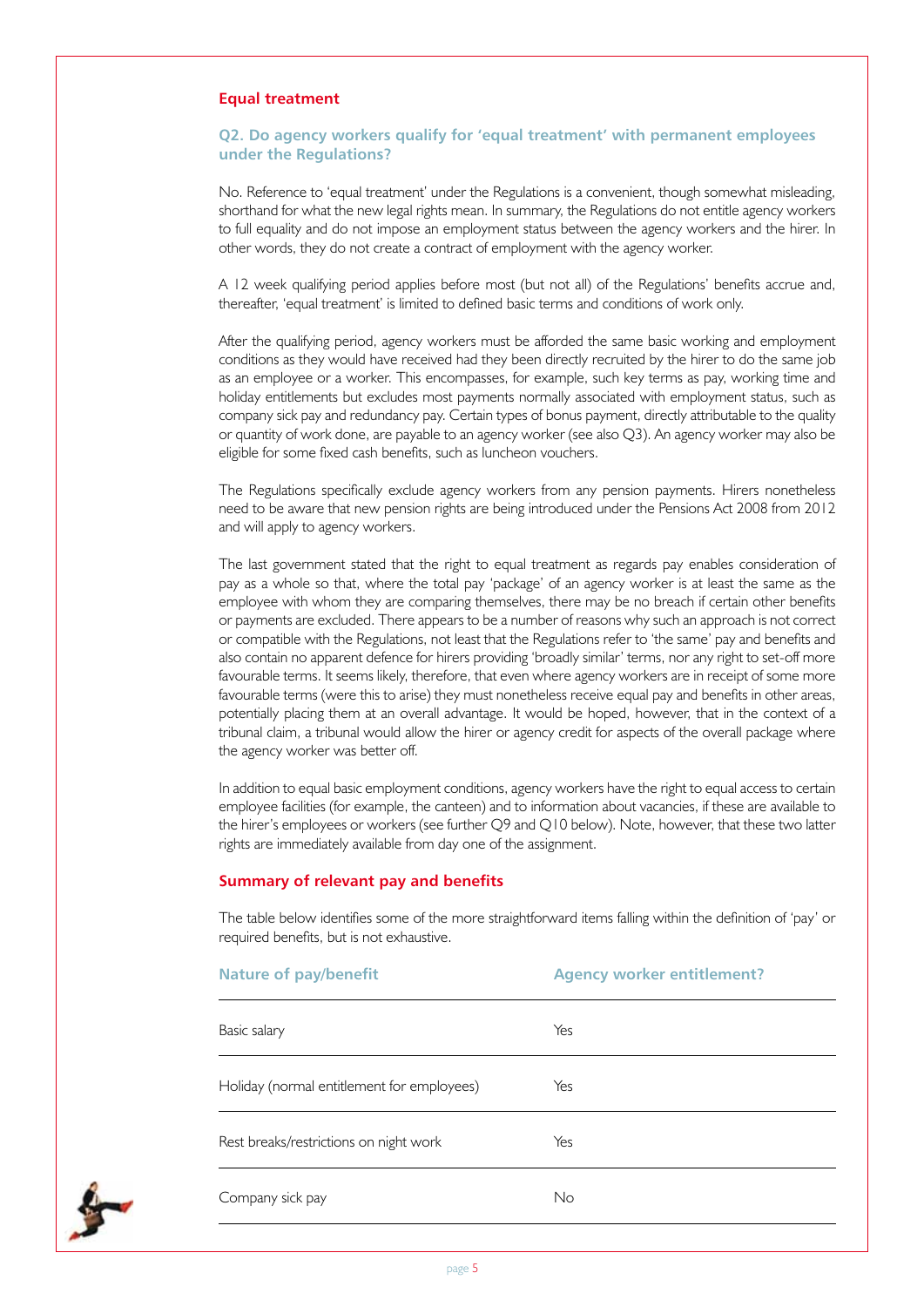## Equal treatment

### Q2. Do agency workers qualify for 'equal treatment' with permanent employees under the Regulations?

No. Reference to 'equal treatment' under the Regulations is a convenient, though somewhat misleading, shorthand for what the new legal rights mean. In summary, the Regulations do not entitle agency workers to full equality and do not impose an employment status between the agency workers and the hirer. In other words, they do not create a contract of employment with the agency worker.

A 12 week qualifying period applies before most (but not all) of the Regulations' benefits accrue and, thereafter, 'equal treatment' is limited to defined basic terms and conditions of work only.

After the qualifying period, agency workers must be afforded the same basic working and employment conditions as they would have received had they been directly recruited by the hirer to do the same job as an employee or a worker. This encompasses, for example, such key terms as pay, working time and holiday entitlements but excludes most payments normally associated with employment status, such as company sick pay and redundancy pay. Certain types of bonus payment, directly attributable to the quality or quantity of work done, are payable to an agency worker (see also Q3). An agency worker may also be eligible for some fixed cash benefits, such as luncheon vouchers.

The Regulations specifically exclude agency workers from any pension payments. Hirers nonetheless need to be aware that new pension rights are being introduced under the Pensions Act 2008 from 2012 and will apply to agency workers.

The last government stated that the right to equal treatment as regards pay enables consideration of pay as a whole so that, where the total pay 'package' of an agency worker is at least the same as the employee with whom they are comparing themselves, there may be no breach if certain other benefits or payments are excluded. There appears to be a number of reasons why such an approach is not correct or compatible with the Regulations, not least that the Regulations refer to 'the same' pay and benefits and also contain no apparent defence for hirers providing 'broadly similar' terms, nor any right to set-off more favourable terms. It seems likely, therefore, that even where agency workers are in receipt of some more favourable terms (were this to arise) they must nonetheless receive equal pay and benefits in other areas, potentially placing them at an overall advantage. It would be hoped, however, that in the context of a tribunal claim, a tribunal would allow the hirer or agency credit for aspects of the overall package where the agency worker was better off.

In addition to equal basic employment conditions, agency workers have the right to equal access to certain employee facilities (for example, the canteen) and to information about vacancies, if these are available to the hirer's employees or workers (see further Q9 and Q10 below). Note, however, that these two latter rights are immediately available from day one of the assignment.

## Summary of relevant pay and benefits

The table below identifies some of the more straightforward items falling within the definition of 'pay' or required benefits, but is not exhaustive.

| Nature of pay/benefit | Agency worker entitlement? |
|---|---|
| Basic salary | Yes |
| Holiday (normal entitlement for employees) | Yes |
| Rest breaks/restrictions on night work | Yes |
| Company sick pay | No |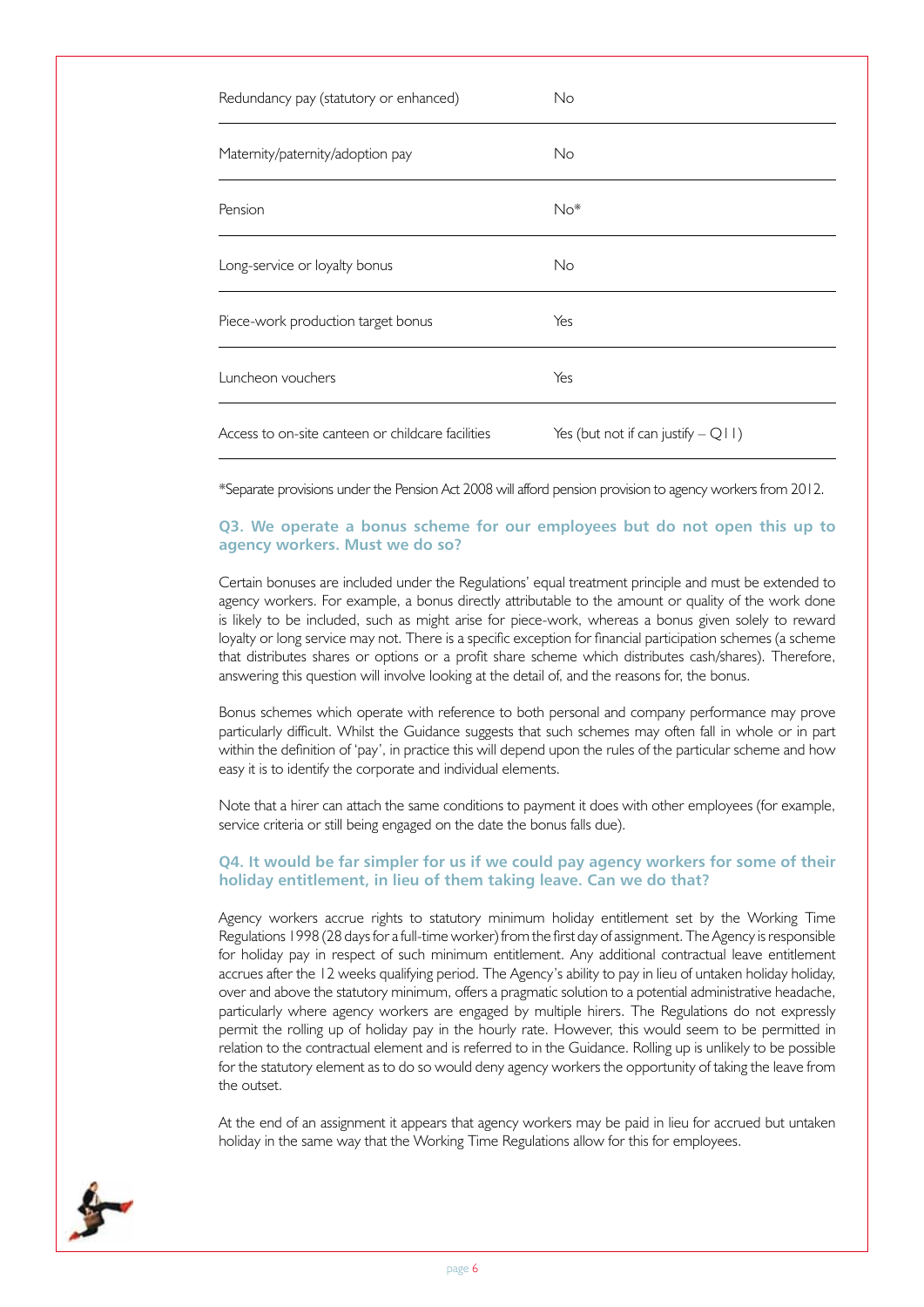| | |
|---|---|
| Redundancy pay (statutory or enhanced) | No |
| Maternity/paternity/adoption pay | No |
| Pension | No* |
| Long-service or loyalty bonus | No |
| Piece-work production target bonus | Yes |
| Luncheon vouchers | Yes |
| Access to on-site canteen or childcare facilities | Yes (but not if can justify – Q11) |

*Separate provisions under the Pension Act 2008 will afford pension provision to agency workers from 2012.

### Q3. We operate a bonus scheme for our employees but do not open this up to agency workers. Must we do so?

Certain bonuses are included under the Regulations' equal treatment principle and must be extended to agency workers. For example, a bonus directly attributable to the amount or quality of the work done is likely to be included, such as might arise for piece-work, whereas a bonus given solely to reward loyalty or long service may not. There is a specific exception for financial participation schemes (a scheme that distributes shares or options or a profit share scheme which distributes cash/shares). Therefore, answering this question will involve looking at the detail of, and the reasons for, the bonus.

Bonus schemes which operate with reference to both personal and company performance may prove particularly difficult. Whilst the Guidance suggests that such schemes may often fall in whole or in part within the definition of 'pay', in practice this will depend upon the rules of the particular scheme and how easy it is to identify the corporate and individual elements.

Note that a hirer can attach the same conditions to payment it does with other employees (for example, service criteria or still being engaged on the date the bonus falls due).

### Q4. It would be far simpler for us if we could pay agency workers for some of their holiday entitlement, in lieu of them taking leave. Can we do that?

Agency workers accrue rights to statutory minimum holiday entitlement set by the Working Time Regulations 1998 (28 days for a full-time worker) from the first day of assignment. The Agency is responsible for holiday pay in respect of such minimum entitlement. Any additional contractual leave entitlement accrues after the 12 weeks qualifying period. The Agency's ability to pay in lieu of untaken holiday holiday, over and above the statutory minimum, offers a pragmatic solution to a potential administrative headache, particularly where agency workers are engaged by multiple hirers. The Regulations do not expressly permit the rolling up of holiday pay in the hourly rate. However, this would seem to be permitted in relation to the contractual element and is referred to in the Guidance. Rolling up is unlikely to be possible for the statutory element as to do so would deny agency workers the opportunity of taking the leave from the outset.

At the end of an assignment it appears that agency workers may be paid in lieu for accrued but untaken holiday in the same way that the Working Time Regulations allow for this for employees.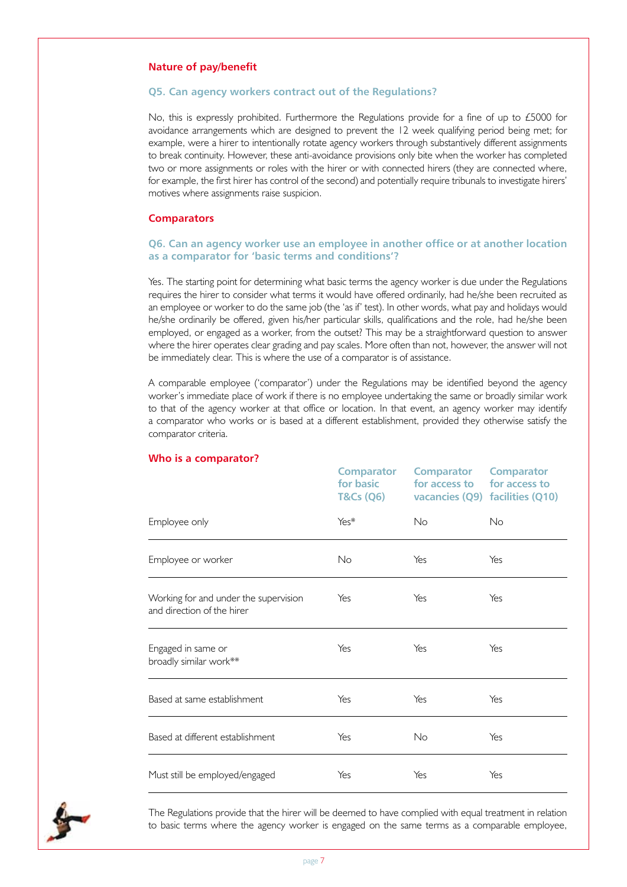## Nature of pay/benefit

### Q5. Can agency workers contract out of the Regulations?

No, this is expressly prohibited. Furthermore the Regulations provide for a fine of up to £5000 for avoidance arrangements which are designed to prevent the 12 week qualifying period being met; for example, were a hirer to intentionally rotate agency workers through substantively different assignments to break continuity. However, these anti-avoidance provisions only bite when the worker has completed two or more assignments or roles with the hirer or with connected hirers (they are connected where, for example, the first hirer has control of the second) and potentially require tribunals to investigate hirers' motives where assignments raise suspicion.

## Comparators

### Q6. Can an agency worker use an employee in another office or at another location as a comparator for 'basic terms and conditions'?

Yes. The starting point for determining what basic terms the agency worker is due under the Regulations requires the hirer to consider what terms it would have offered ordinarily, had he/she been recruited as an employee or worker to do the same job (the 'as if' test). In other words, what pay and holidays would he/she ordinarily be offered, given his/her particular skills, qualifications and the role, had he/she been employed, or engaged as a worker, from the outset? This may be a straightforward question to answer where the hirer operates clear grading and pay scales. More often than not, however, the answer will not be immediately clear. This is where the use of a comparator is of assistance.

A comparable employee ('comparator') under the Regulations may be identified beyond the agency worker's immediate place of work if there is no employee undertaking the same or broadly similar work to that of the agency worker at that office or location. In that event, an agency worker may identify a comparator who works or is based at a different establishment, provided they otherwise satisfy the comparator criteria.

## Who is a comparator?

| | Comparator for basic T&Cs (Q6) | Comparator for access to vacancies (Q9) | Comparator for access to facilities (Q10) |
|---|---|---|---|
| Employee only | Yes* | No | No |
| Employee or worker | No | Yes | Yes |
| Working for and under the supervision and direction of the hirer | Yes | Yes | Yes |
| Engaged in same or broadly similar work** | Yes | Yes | Yes |
| Based at same establishment | Yes | Yes | Yes |
| Based at different establishment | Yes | No | Yes |
| Must still be employed/engaged | Yes | Yes | Yes |

The Regulations provide that the hirer will be deemed to have complied with equal treatment in relation to basic terms where the agency worker is engaged on the same terms as a comparable employee,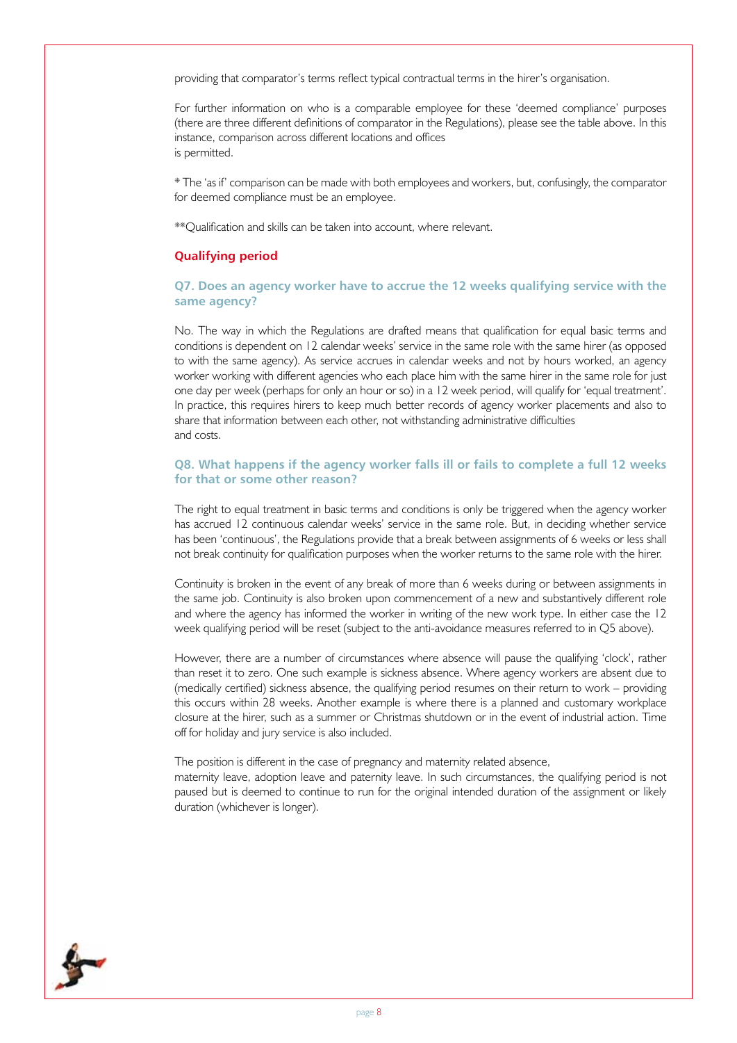providing that comparator's terms reflect typical contractual terms in the hirer's organisation.

For further information on who is a comparable employee for these 'deemed compliance' purposes (there are three different definitions of comparator in the Regulations), please see the table above. In this instance, comparison across different locations and offices is permitted.

* The 'as if' comparison can be made with both employees and workers, but, confusingly, the comparator for deemed compliance must be an employee.

**Qualification and skills can be taken into account, where relevant.

## Qualifying period

### Q7. Does an agency worker have to accrue the 12 weeks qualifying service with the same agency?

No. The way in which the Regulations are drafted means that qualification for equal basic terms and conditions is dependent on 12 calendar weeks' service in the same role with the same hirer (as opposed to with the same agency). As service accrues in calendar weeks and not by hours worked, an agency worker working with different agencies who each place him with the same hirer in the same role for just one day per week (perhaps for only an hour or so) in a 12 week period, will qualify for 'equal treatment'. In practice, this requires hirers to keep much better records of agency worker placements and also to share that information between each other, not withstanding administrative difficulties and costs.

### Q8. What happens if the agency worker falls ill or fails to complete a full 12 weeks for that or some other reason?

The right to equal treatment in basic terms and conditions is only be triggered when the agency worker has accrued 12 continuous calendar weeks' service in the same role. But, in deciding whether service has been 'continuous', the Regulations provide that a break between assignments of 6 weeks or less shall not break continuity for qualification purposes when the worker returns to the same role with the hirer.

Continuity is broken in the event of any break of more than 6 weeks during or between assignments in the same job. Continuity is also broken upon commencement of a new and substantively different role and where the agency has informed the worker in writing of the new work type. In either case the 12 week qualifying period will be reset (subject to the anti-avoidance measures referred to in Q5 above).

However, there are a number of circumstances where absence will pause the qualifying 'clock', rather than reset it to zero. One such example is sickness absence. Where agency workers are absent due to (medically certified) sickness absence, the qualifying period resumes on their return to work – providing this occurs within 28 weeks. Another example is where there is a planned and customary workplace closure at the hirer, such as a summer or Christmas shutdown or in the event of industrial action. Time off for holiday and jury service is also included.

The position is different in the case of pregnancy and maternity related absence, maternity leave, adoption leave and paternity leave. In such circumstances, the qualifying period is not paused but is deemed to continue to run for the original intended duration of the assignment or likely duration (whichever is longer).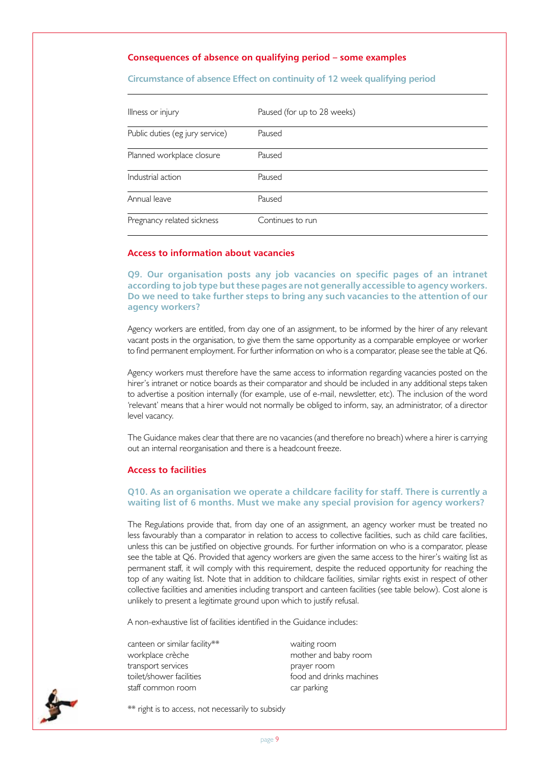### Consequences of absence on qualifying period – some examples

| Circumstance of absence | Effect on continuity of 12 week qualifying period |
| --- | --- |
| Illness or injury | Paused (for up to 28 weeks) |
| Public duties (eg jury service) | Paused |
| Planned workplace closure | Paused |
| Industrial action | Paused |
| Annual leave | Paused |
| Pregnancy related sickness | Continues to run |

### Access to information about vacancies

**Q9. Our organisation posts any job vacancies on specific pages of an intranet according to job type but these pages are not generally accessible to agency workers. Do we need to take further steps to bring any such vacancies to the attention of our agency workers?**

Agency workers are entitled, from day one of an assignment, to be informed by the hirer of any relevant vacant posts in the organisation, to give them the same opportunity as a comparable employee or worker to find permanent employment. For further information on who is a comparator, please see the table at Q6.

Agency workers must therefore have the same access to information regarding vacancies posted on the hirer's intranet or notice boards as their comparator and should be included in any additional steps taken to advertise a position internally (for example, use of e-mail, newsletter, etc). The inclusion of the word 'relevant' means that a hirer would not normally be obliged to inform, say, an administrator, of a director level vacancy.

The Guidance makes clear that there are no vacancies (and therefore no breach) where a hirer is carrying out an internal reorganisation and there is a headcount freeze.

### Access to facilities

**Q10. As an organisation we operate a childcare facility for staff. There is currently a waiting list of 6 months. Must we make any special provision for agency workers?**

The Regulations provide that, from day one of an assignment, an agency worker must be treated no less favourably than a comparator in relation to access to collective facilities, such as child care facilities, unless this can be justified on objective grounds. For further information on who is a comparator, please see the table at Q6. Provided that agency workers are given the same access to the hirer's waiting list as permanent staff, it will comply with this requirement, despite the reduced opportunity for reaching the top of any waiting list. Note that in addition to childcare facilities, similar rights exist in respect of other collective facilities and amenities including transport and canteen facilities (see table below). Cost alone is unlikely to present a legitimate ground upon which to justify refusal.

A non-exhaustive list of facilities identified in the Guidance includes:

- canteen or similar facility**
- workplace crèche
- transport services
- toilet/shower facilities
- staff common room
- waiting room
- mother and baby room
- prayer room
- food and drinks machines
- car parking

** right is to access, not necessarily to subsidy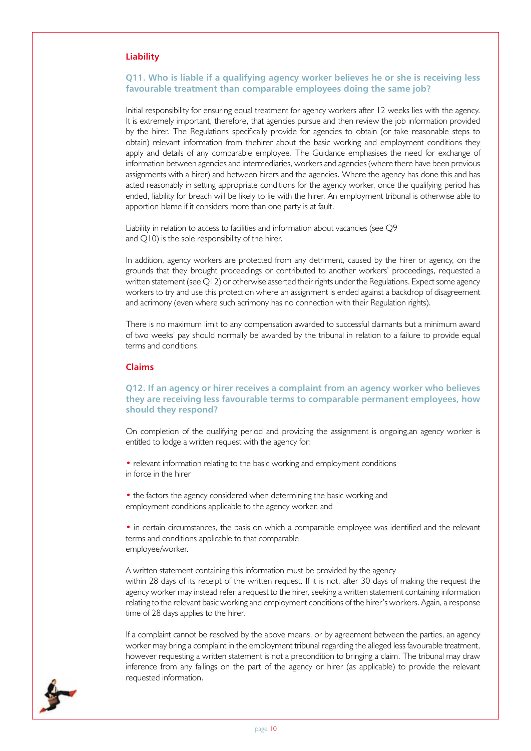## Liability

### Q11. Who is liable if a qualifying agency worker believes he or she is receiving less favourable treatment than comparable employees doing the same job?

Initial responsibility for ensuring equal treatment for agency workers after 12 weeks lies with the agency. It is extremely important, therefore, that agencies pursue and then review the job information provided by the hirer. The Regulations specifically provide for agencies to obtain (or take reasonable steps to obtain) relevant information from thehirer about the basic working and employment conditions they apply and details of any comparable employee. The Guidance emphasises the need for exchange of information between agencies and intermediaries, workers and agencies (where there have been previous assignments with a hirer) and between hirers and the agencies. Where the agency has done this and has acted reasonably in setting appropriate conditions for the agency worker, once the qualifying period has ended, liability for breach will be likely to lie with the hirer. An employment tribunal is otherwise able to apportion blame if it considers more than one party is at fault.

Liability in relation to access to facilities and information about vacancies (see Q9 and Q10) is the sole responsibility of the hirer.

In addition, agency workers are protected from any detriment, caused by the hirer or agency, on the grounds that they brought proceedings or contributed to another workers' proceedings, requested a written statement (see Q12) or otherwise asserted their rights under the Regulations. Expect some agency workers to try and use this protection where an assignment is ended against a backdrop of disagreement and acrimony (even where such acrimony has no connection with their Regulation rights).

There is no maximum limit to any compensation awarded to successful claimants but a minimum award of two weeks' pay should normally be awarded by the tribunal in relation to a failure to provide equal terms and conditions.

## Claims

### Q12. If an agency or hirer receives a complaint from an agency worker who believes they are receiving less favourable terms to comparable permanent employees, how should they respond?

On completion of the qualifying period and providing the assignment is ongoing,an agency worker is entitled to lodge a written request with the agency for:

- relevant information relating to the basic working and employment conditions in force in the hirer
- the factors the agency considered when determining the basic working and employment conditions applicable to the agency worker, and
- in certain circumstances, the basis on which a comparable employee was identified and the relevant terms and conditions applicable to that comparable employee/worker.

A written statement containing this information must be provided by the agency within 28 days of its receipt of the written request. If it is not, after 30 days of making the request the agency worker may instead refer a request to the hirer, seeking a written statement containing information relating to the relevant basic working and employment conditions of the hirer's workers. Again, a response time of 28 days applies to the hirer.

If a complaint cannot be resolved by the above means, or by agreement between the parties, an agency worker may bring a complaint in the employment tribunal regarding the alleged less favourable treatment, however requesting a written statement is not a precondition to bringing a claim. The tribunal may draw inference from any failings on the part of the agency or hirer (as applicable) to provide the relevant requested information.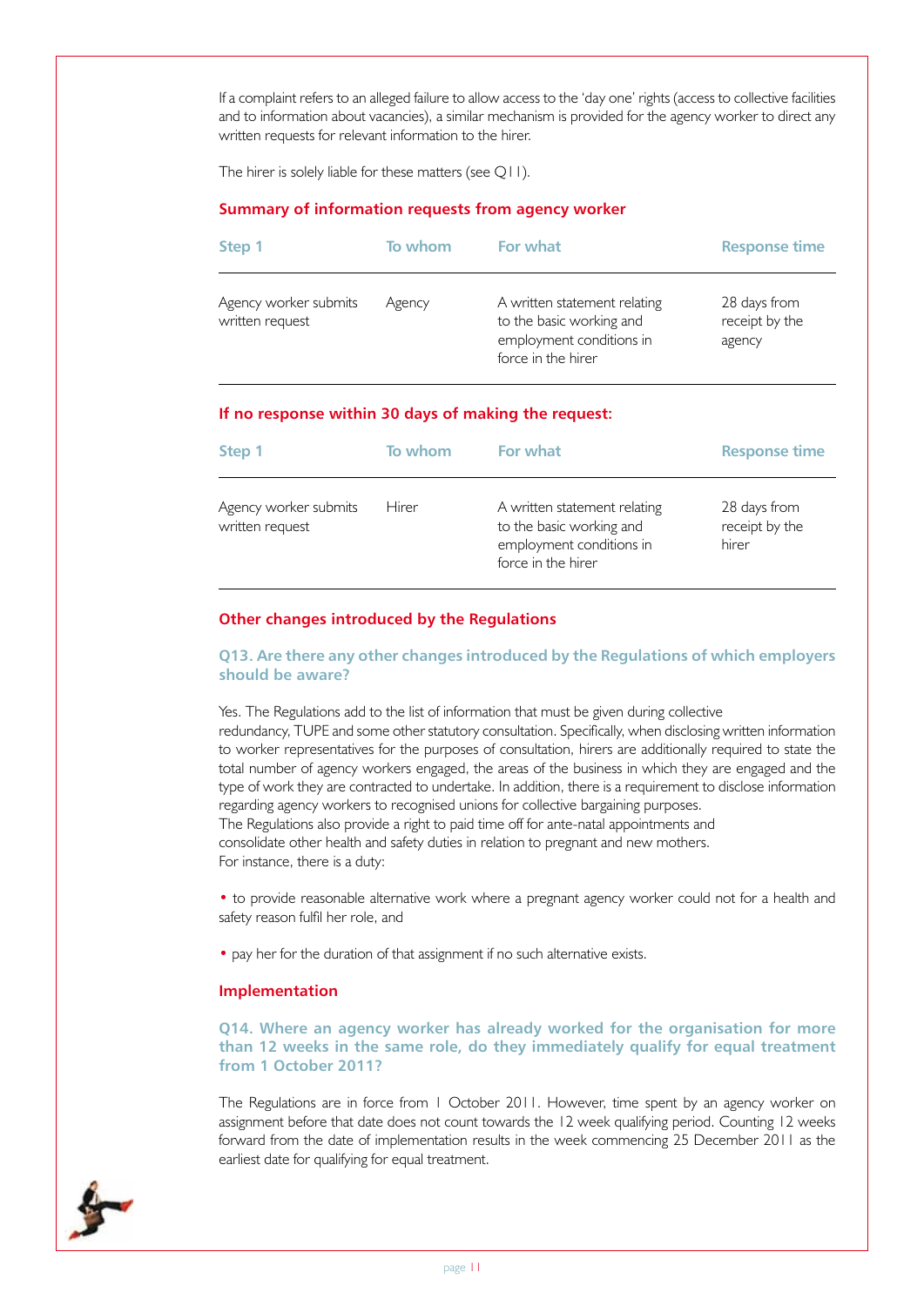If a complaint refers to an alleged failure to allow access to the 'day one' rights (access to collective facilities and to information about vacancies), a similar mechanism is provided for the agency worker to direct any written requests for relevant information to the hirer.

The hirer is solely liable for these matters (see Q11).

### Summary of information requests from agency worker

| Step 1 | To whom | For what | Response time |
|---|---|---|---|
| Agency worker submits written request | Agency | A written statement relating to the basic working and employment conditions in force in the hirer | 28 days from receipt by the agency |

### If no response within 30 days of making the request:

| Step 1 | To whom | For what | Response time |
|---|---|---|---|
| Agency worker submits written request | Hirer | A written statement relating to the basic working and employment conditions in force in the hirer | 28 days from receipt by the hirer |

## Other changes introduced by the Regulations

### Q13. Are there any other changes introduced by the Regulations of which employers should be aware?

Yes. The Regulations add to the list of information that must be given during collective redundancy, TUPE and some other statutory consultation. Specifically, when disclosing written information to worker representatives for the purposes of consultation, hirers are additionally required to state the total number of agency workers engaged, the areas of the business in which they are engaged and the type of work they are contracted to undertake. In addition, there is a requirement to disclose information regarding agency workers to recognised unions for collective bargaining purposes.
The Regulations also provide a right to paid time off for ante-natal appointments and consolidate other health and safety duties in relation to pregnant and new mothers.
For instance, there is a duty:

- to provide reasonable alternative work where a pregnant agency worker could not for a health and safety reason fulfil her role, and
- pay her for the duration of that assignment if no such alternative exists.

## Implementation

### Q14. Where an agency worker has already worked for the organisation for more than 12 weeks in the same role, do they immediately qualify for equal treatment from 1 October 2011?

The Regulations are in force from 1 October 2011. However, time spent by an agency worker on assignment before that date does not count towards the 12 week qualifying period. Counting 12 weeks forward from the date of implementation results in the week commencing 25 December 2011 as the earliest date for qualifying for equal treatment.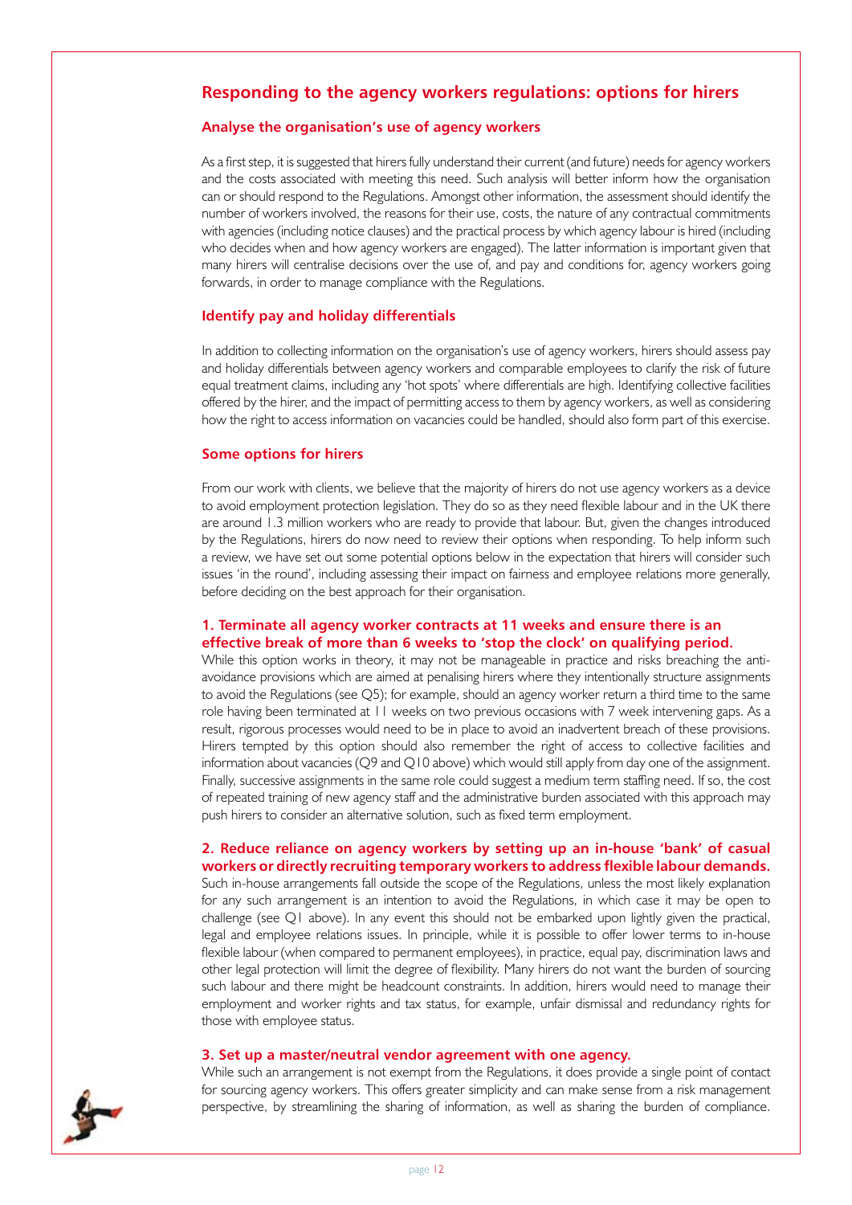## Responding to the agency workers regulations: options for hirers

### Analyse the organisation's use of agency workers

As a first step, it is suggested that hirers fully understand their current (and future) needs for agency workers and the costs associated with meeting this need. Such analysis will better inform how the organisation can or should respond to the Regulations. Amongst other information, the assessment should identify the number of workers involved, the reasons for their use, costs, the nature of any contractual commitments with agencies (including notice clauses) and the practical process by which agency labour is hired (including who decides when and how agency workers are engaged). The latter information is important given that many hirers will centralise decisions over the use of, and pay and conditions for, agency workers going forwards, in order to manage compliance with the Regulations.

### Identify pay and holiday differentials

In addition to collecting information on the organisation's use of agency workers, hirers should assess pay and holiday differentials between agency workers and comparable employees to clarify the risk of future equal treatment claims, including any 'hot spots' where differentials are high. Identifying collective facilities offered by the hirer, and the impact of permitting access to them by agency workers, as well as considering how the right to access information on vacancies could be handled, should also form part of this exercise.

### Some options for hirers

From our work with clients, we believe that the majority of hirers do not use agency workers as a device to avoid employment protection legislation. They do so as they need flexible labour and in the UK there are around 1.3 million workers who are ready to provide that labour. But, given the changes introduced by the Regulations, hirers do now need to review their options when responding. To help inform such a review, we have set out some potential options below in the expectation that hirers will consider such issues 'in the round', including assessing their impact on fairness and employee relations more generally, before deciding on the best approach for their organisation.

#### 1. Terminate all agency worker contracts at 11 weeks and ensure there is an effective break of more than 6 weeks to 'stop the clock' on qualifying period.

While this option works in theory, it may not be manageable in practice and risks breaching the anti-avoidance provisions which are aimed at penalising hirers where they intentionally structure assignments to avoid the Regulations (see Q5); for example, should an agency worker return a third time to the same role having been terminated at 11 weeks on two previous occasions with 7 week intervening gaps. As a result, rigorous processes would need to be in place to avoid an inadvertent breach of these provisions. Hirers tempted by this option should also remember the right of access to collective facilities and information about vacancies (Q9 and Q10 above) which would still apply from day one of the assignment. Finally, successive assignments in the same role could suggest a medium term staffing need. If so, the cost of repeated training of new agency staff and the administrative burden associated with this approach may push hirers to consider an alternative solution, such as fixed term employment.

#### 2. Reduce reliance on agency workers by setting up an in-house 'bank' of casual workers or directly recruiting temporary workers to address flexible labour demands.

Such in-house arrangements fall outside the scope of the Regulations, unless the most likely explanation for any such arrangement is an intention to avoid the Regulations, in which case it may be open to challenge (see Q1 above). In any event this should not be embarked upon lightly given the practical, legal and employee relations issues. In principle, while it is possible to offer lower terms to in-house flexible labour (when compared to permanent employees), in practice, equal pay, discrimination laws and other legal protection will limit the degree of flexibility. Many hirers do not want the burden of sourcing such labour and there might be headcount constraints. In addition, hirers would need to manage their employment and worker rights and tax status, for example, unfair dismissal and redundancy rights for those with employee status.

#### 3. Set up a master/neutral vendor agreement with one agency.

While such an arrangement is not exempt from the Regulations, it does provide a single point of contact for sourcing agency workers. This offers greater simplicity and can make sense from a risk management perspective, by streamlining the sharing of information, as well as sharing the burden of compliance.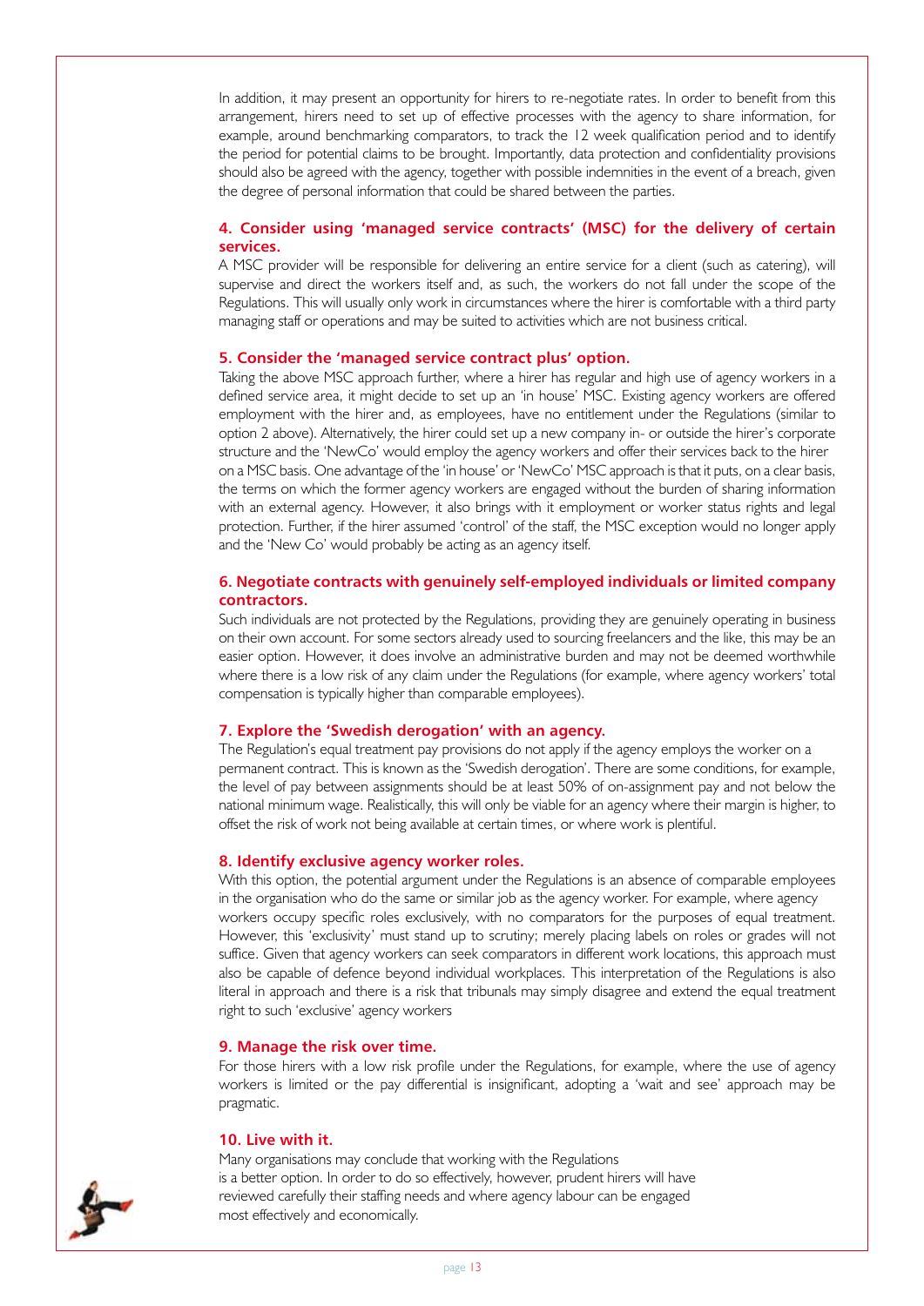In addition, it may present an opportunity for hirers to re-negotiate rates. In order to benefit from this arrangement, hirers need to set up of effective processes with the agency to share information, for example, around benchmarking comparators, to track the 12 week qualification period and to identify the period for potential claims to be brought. Importantly, data protection and confidentiality provisions should also be agreed with the agency, together with possible indemnities in the event of a breach, given the degree of personal information that could be shared between the parties.

### 4. Consider using 'managed service contracts' (MSC) for the delivery of certain services.

A MSC provider will be responsible for delivering an entire service for a client (such as catering), will supervise and direct the workers itself and, as such, the workers do not fall under the scope of the Regulations. This will usually only work in circumstances where the hirer is comfortable with a third party managing staff or operations and may be suited to activities which are not business critical.

### 5. Consider the 'managed service contract plus' option.

Taking the above MSC approach further, where a hirer has regular and high use of agency workers in a defined service area, it might decide to set up an 'in house' MSC. Existing agency workers are offered employment with the hirer and, as employees, have no entitlement under the Regulations (similar to option 2 above). Alternatively, the hirer could set up a new company in- or outside the hirer's corporate structure and the 'NewCo' would employ the agency workers and offer their services back to the hirer on a MSC basis. One advantage of the 'in house' or 'NewCo' MSC approach is that it puts, on a clear basis, the terms on which the former agency workers are engaged without the burden of sharing information with an external agency. However, it also brings with it employment or worker status rights and legal protection. Further, if the hirer assumed 'control' of the staff, the MSC exception would no longer apply and the 'New Co' would probably be acting as an agency itself.

### 6. Negotiate contracts with genuinely self-employed individuals or limited company contractors.

Such individuals are not protected by the Regulations, providing they are genuinely operating in business on their own account. For some sectors already used to sourcing freelancers and the like, this may be an easier option. However, it does involve an administrative burden and may not be deemed worthwhile where there is a low risk of any claim under the Regulations (for example, where agency workers' total compensation is typically higher than comparable employees).

### 7. Explore the 'Swedish derogation' with an agency.

The Regulation's equal treatment pay provisions do not apply if the agency employs the worker on a permanent contract. This is known as the 'Swedish derogation'. There are some conditions, for example, the level of pay between assignments should be at least 50% of on-assignment pay and not below the national minimum wage. Realistically, this will only be viable for an agency where their margin is higher, to offset the risk of work not being available at certain times, or where work is plentiful.

### 8. Identify exclusive agency worker roles.

With this option, the potential argument under the Regulations is an absence of comparable employees in the organisation who do the same or similar job as the agency worker. For example, where agency workers occupy specific roles exclusively, with no comparators for the purposes of equal treatment. However, this 'exclusivity' must stand up to scrutiny; merely placing labels on roles or grades will not suffice. Given that agency workers can seek comparators in different work locations, this approach must also be capable of defence beyond individual workplaces. This interpretation of the Regulations is also literal in approach and there is a risk that tribunals may simply disagree and extend the equal treatment right to such 'exclusive' agency workers

### 9. Manage the risk over time.

For those hirers with a low risk profile under the Regulations, for example, where the use of agency workers is limited or the pay differential is insignificant, adopting a 'wait and see' approach may be pragmatic.

### 10. Live with it.

Many organisations may conclude that working with the Regulations is a better option. In order to do so effectively, however, prudent hirers will have reviewed carefully their staffing needs and where agency labour can be engaged most effectively and economically.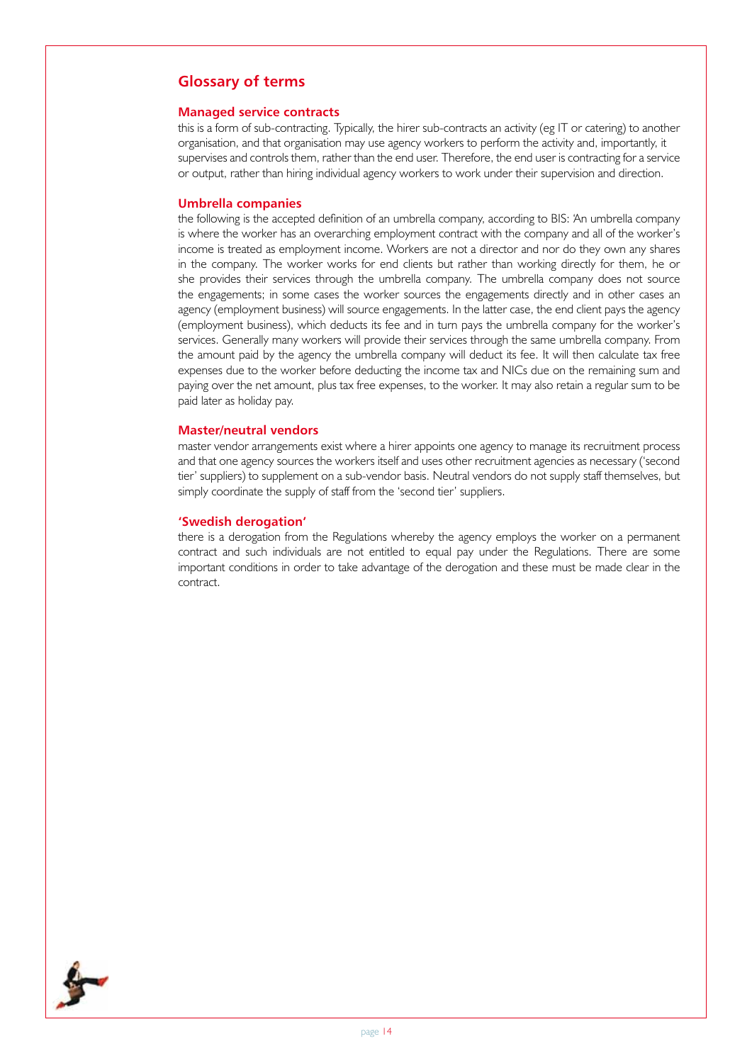## Glossary of terms

### Managed service contracts

this is a form of sub-contracting. Typically, the hirer sub-contracts an activity (eg IT or catering) to another organisation, and that organisation may use agency workers to perform the activity and, importantly, it supervises and controls them, rather than the end user. Therefore, the end user is contracting for a service or output, rather than hiring individual agency workers to work under their supervision and direction.

### Umbrella companies

the following is the accepted definition of an umbrella company, according to BIS: 'An umbrella company is where the worker has an overarching employment contract with the company and all of the worker's income is treated as employment income. Workers are not a director and nor do they own any shares in the company. The worker works for end clients but rather than working directly for them, he or she provides their services through the umbrella company. The umbrella company does not source the engagements; in some cases the worker sources the engagements directly and in other cases an agency (employment business) will source engagements. In the latter case, the end client pays the agency (employment business), which deducts its fee and in turn pays the umbrella company for the worker's services. Generally many workers will provide their services through the same umbrella company. From the amount paid by the agency the umbrella company will deduct its fee. It will then calculate tax free expenses due to the worker before deducting the income tax and NICs due on the remaining sum and paying over the net amount, plus tax free expenses, to the worker. It may also retain a regular sum to be paid later as holiday pay.

### Master/neutral vendors

master vendor arrangements exist where a hirer appoints one agency to manage its recruitment process and that one agency sources the workers itself and uses other recruitment agencies as necessary ('second tier' suppliers) to supplement on a sub-vendor basis. Neutral vendors do not supply staff themselves, but simply coordinate the supply of staff from the 'second tier' suppliers.

### 'Swedish derogation'

there is a derogation from the Regulations whereby the agency employs the worker on a permanent contract and such individuals are not entitled to equal pay under the Regulations. There are some important conditions in order to take advantage of the derogation and these must be made clear in the contract.